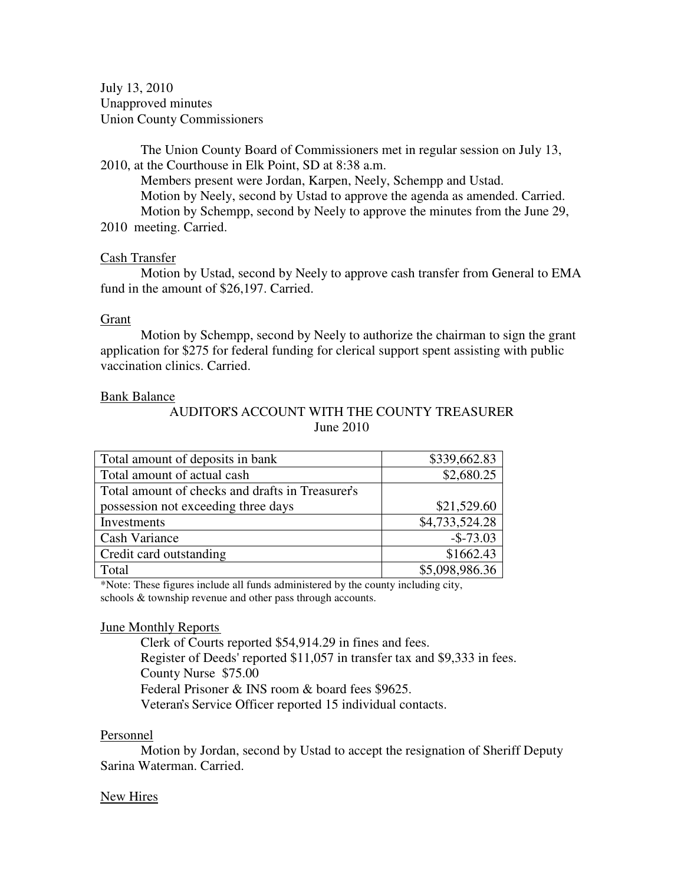July 13, 2010
Unapproved minutes
Union County Commissioners

The Union County Board of Commissioners met in regular session on July 13, 2010, at the Courthouse in Elk Point, SD at 8:38 a.m.

Members present were Jordan, Karpen, Neely, Schempp and Ustad.

Motion by Neely, second by Ustad to approve the agenda as amended. Carried.

Motion by Schempp, second by Neely to approve the minutes from the June 29, 2010 meeting. Carried.

<u>Cash Transfer</u>

Motion by Ustad, second by Neely to approve cash transfer from General to EMA fund in the amount of $26,197. Carried.

<u>Grant</u>

Motion by Schempp, second by Neely to authorize the chairman to sign the grant application for $275 for federal funding for clerical support spent assisting with public vaccination clinics. Carried.

<u>Bank Balance</u>

AUDITOR'S ACCOUNT WITH THE COUNTY TREASURER
June 2010

| | |
|---|---:|
| Total amount of deposits in bank | $339,662.83 |
| Total amount of actual cash | $2,680.25 |
| Total amount of checks and drafts in Treasurer's possession not exceeding three days | $21,529.60 |
| Investments | $4,733,524.28 |
| Cash Variance | -$-73.03 |
| Credit card outstanding | $1662.43 |
| Total | $5,098,986.36 |

*Note: These figures include all funds administered by the county including city, schools & township revenue and other pass through accounts.

<u>June Monthly Reports</u>

Clerk of Courts reported $54,914.29 in fines and fees.
Register of Deeds' reported $11,057 in transfer tax and $9,333 in fees.
County Nurse $75.00
Federal Prisoner & INS room & board fees $9625.
Veteran's Service Officer reported 15 individual contacts.

<u>Personnel</u>

Motion by Jordan, second by Ustad to accept the resignation of Sheriff Deputy Sarina Waterman. Carried.

<u>New Hires</u>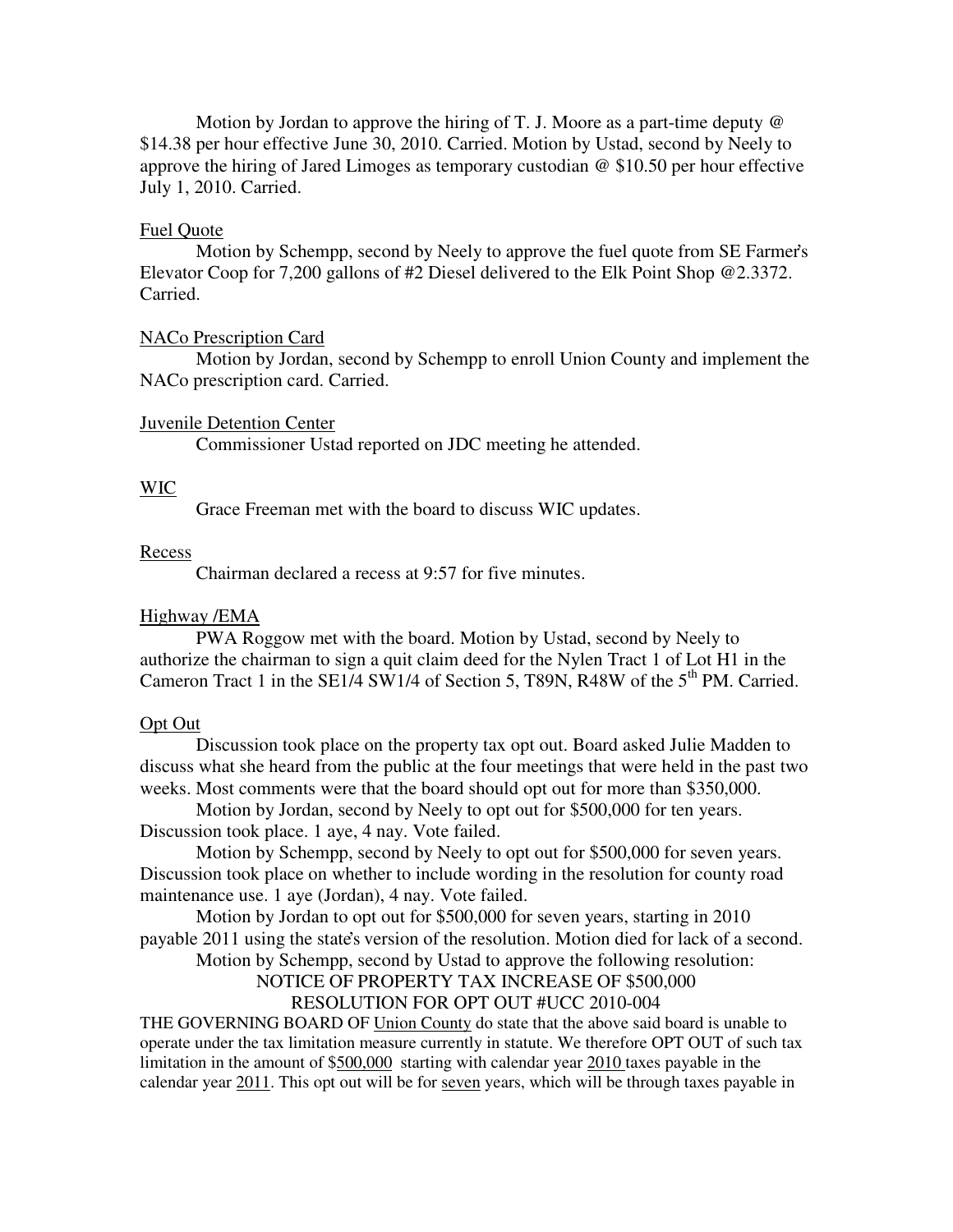Motion by Jordan to approve the hiring of T. J. Moore as a part-time deputy @ $14.38 per hour effective June 30, 2010. Carried. Motion by Ustad, second by Neely to approve the hiring of Jared Limoges as temporary custodian @ $10.50 per hour effective July 1, 2010. Carried.

Fuel Quote

Motion by Schempp, second by Neely to approve the fuel quote from SE Farmer's Elevator Coop for 7,200 gallons of #2 Diesel delivered to the Elk Point Shop @2.3372. Carried.

NACo Prescription Card

Motion by Jordan, second by Schempp to enroll Union County and implement the NACo prescription card. Carried.

Juvenile Detention Center

Commissioner Ustad reported on JDC meeting he attended.

WIC

Grace Freeman met with the board to discuss WIC updates.

Recess

Chairman declared a recess at 9:57 for five minutes.

Highway /EMA

PWA Roggow met with the board. Motion by Ustad, second by Neely to authorize the chairman to sign a quit claim deed for the Nylen Tract 1 of Lot H1 in the Cameron Tract 1 in the SE1/4 SW1/4 of Section 5, T89N, R48W of the 5th PM. Carried.

Opt Out

Discussion took place on the property tax opt out. Board asked Julie Madden to discuss what she heard from the public at the four meetings that were held in the past two weeks. Most comments were that the board should opt out for more than $350,000.

Motion by Jordan, second by Neely to opt out for $500,000 for ten years. Discussion took place. 1 aye, 4 nay. Vote failed.

Motion by Schempp, second by Neely to opt out for $500,000 for seven years. Discussion took place on whether to include wording in the resolution for county road maintenance use. 1 aye (Jordan), 4 nay. Vote failed.

Motion by Jordan to opt out for $500,000 for seven years, starting in 2010 payable 2011 using the state's version of the resolution. Motion died for lack of a second.

Motion by Schempp, second by Ustad to approve the following resolution:

NOTICE OF PROPERTY TAX INCREASE OF $500,000

RESOLUTION FOR OPT OUT #UCC 2010-004

THE GOVERNING BOARD OF Union County do state that the above said board is unable to operate under the tax limitation measure currently in statute. We therefore OPT OUT of such tax limitation in the amount of $500,000 starting with calendar year 2010 taxes payable in the calendar year 2011. This opt out will be for seven years, which will be through taxes payable in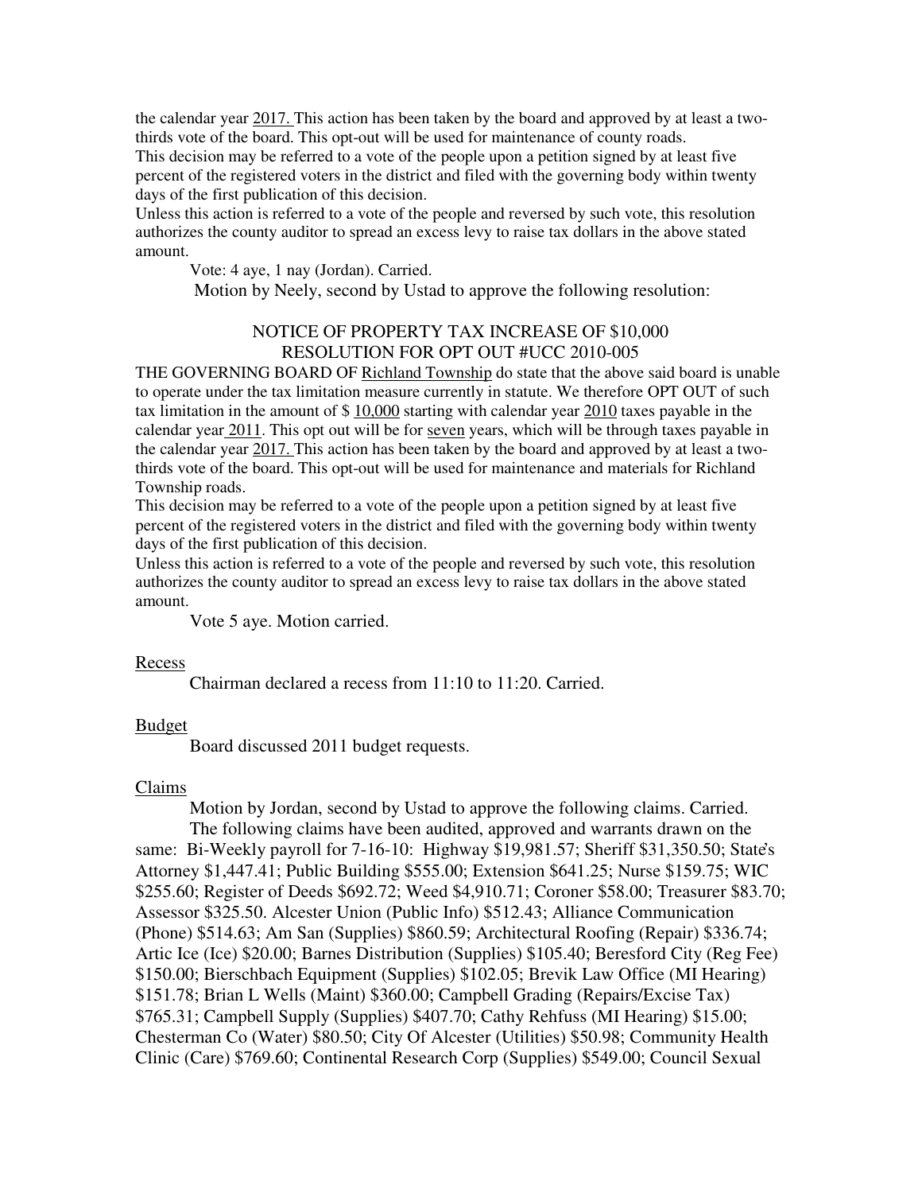the calendar year 2017. This action has been taken by the board and approved by at least a two-thirds vote of the board. This opt-out will be used for maintenance of county roads.
This decision may be referred to a vote of the people upon a petition signed by at least five percent of the registered voters in the district and filed with the governing body within twenty days of the first publication of this decision.
Unless this action is referred to a vote of the people and reversed by such vote, this resolution authorizes the county auditor to spread an excess levy to raise tax dollars in the above stated amount.

Vote: 4 aye, 1 nay (Jordan). Carried.

Motion by Neely, second by Ustad to approve the following resolution:

NOTICE OF PROPERTY TAX INCREASE OF $10,000
RESOLUTION FOR OPT OUT #UCC 2010-005

THE GOVERNING BOARD OF Richland Township do state that the above said board is unable to operate under the tax limitation measure currently in statute. We therefore OPT OUT of such tax limitation in the amount of $ 10,000 starting with calendar year 2010 taxes payable in the calendar year 2011. This opt out will be for seven years, which will be through taxes payable in the calendar year 2017. This action has been taken by the board and approved by at least a two-thirds vote of the board. This opt-out will be used for maintenance and materials for Richland Township roads.
This decision may be referred to a vote of the people upon a petition signed by at least five percent of the registered voters in the district and filed with the governing body within twenty days of the first publication of this decision.
Unless this action is referred to a vote of the people and reversed by such vote, this resolution authorizes the county auditor to spread an excess levy to raise tax dollars in the above stated amount.

Vote 5 aye. Motion carried.

Recess

Chairman declared a recess from 11:10 to 11:20. Carried.

Budget

Board discussed 2011 budget requests.

Claims

Motion by Jordan, second by Ustad to approve the following claims. Carried.

The following claims have been audited, approved and warrants drawn on the same: Bi-Weekly payroll for 7-16-10: Highway $19,981.57; Sheriff $31,350.50; State's Attorney $1,447.41; Public Building $555.00; Extension $641.25; Nurse $159.75; WIC $255.60; Register of Deeds $692.72; Weed $4,910.71; Coroner $58.00; Treasurer $83.70; Assessor $325.50. Alcester Union (Public Info) $512.43; Alliance Communication (Phone) $514.63; Am San (Supplies) $860.59; Architectural Roofing (Repair) $336.74; Artic Ice (Ice) $20.00; Barnes Distribution (Supplies) $105.40; Beresford City (Reg Fee) $150.00; Bierschbach Equipment (Supplies) $102.05; Brevik Law Office (MI Hearing) $151.78; Brian L Wells (Maint) $360.00; Campbell Grading (Repairs/Excise Tax) $765.31; Campbell Supply (Supplies) $407.70; Cathy Rehfuss (MI Hearing) $15.00; Chesterman Co (Water) $80.50; City Of Alcester (Utilities) $50.98; Community Health Clinic (Care) $769.60; Continental Research Corp (Supplies) $549.00; Council Sexual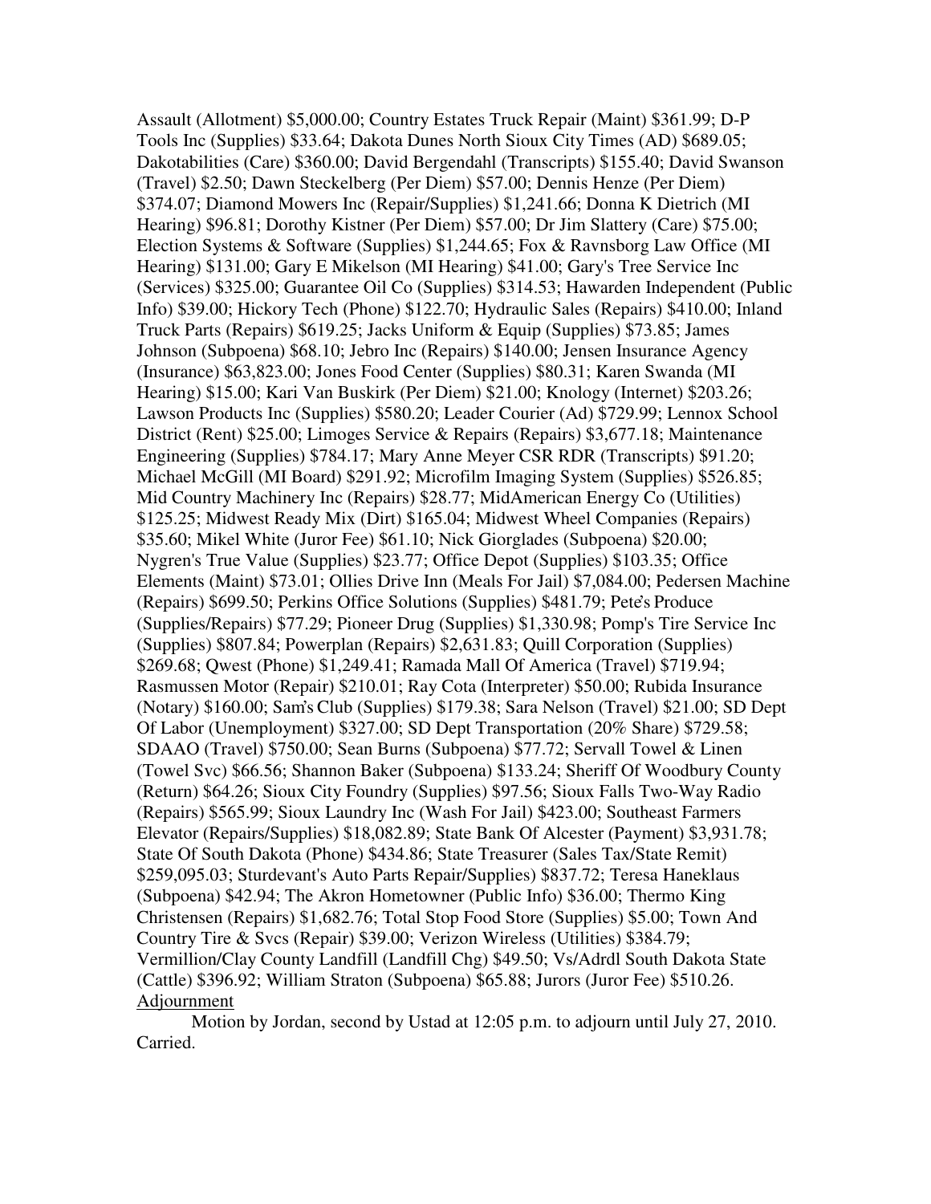Assault (Allotment) $5,000.00; Country Estates Truck Repair (Maint) $361.99; D-P Tools Inc (Supplies) $33.64; Dakota Dunes North Sioux City Times (AD) $689.05; Dakotabilities (Care) $360.00; David Bergendahl (Transcripts) $155.40; David Swanson (Travel) $2.50; Dawn Steckelberg (Per Diem) $57.00; Dennis Henze (Per Diem) $374.07; Diamond Mowers Inc (Repair/Supplies) $1,241.66; Donna K Dietrich (MI Hearing) $96.81; Dorothy Kistner (Per Diem) $57.00; Dr Jim Slattery (Care) $75.00; Election Systems & Software (Supplies) $1,244.65; Fox & Ravnsborg Law Office (MI Hearing) $131.00; Gary E Mikelson (MI Hearing) $41.00; Gary's Tree Service Inc (Services) $325.00; Guarantee Oil Co (Supplies) $314.53; Hawarden Independent (Public Info) $39.00; Hickory Tech (Phone) $122.70; Hydraulic Sales (Repairs) $410.00; Inland Truck Parts (Repairs) $619.25; Jacks Uniform & Equip (Supplies) $73.85; James Johnson (Subpoena) $68.10; Jebro Inc (Repairs) $140.00; Jensen Insurance Agency (Insurance) $63,823.00; Jones Food Center (Supplies) $80.31; Karen Swanda (MI Hearing) $15.00; Kari Van Buskirk (Per Diem) $21.00; Knology (Internet) $203.26; Lawson Products Inc (Supplies) $580.20; Leader Courier (Ad) $729.99; Lennox School District (Rent) $25.00; Limoges Service & Repairs (Repairs) $3,677.18; Maintenance Engineering (Supplies) $784.17; Mary Anne Meyer CSR RDR (Transcripts) $91.20; Michael McGill (MI Board) $291.92; Microfilm Imaging System (Supplies) $526.85; Mid Country Machinery Inc (Repairs) $28.77; MidAmerican Energy Co (Utilities) $125.25; Midwest Ready Mix (Dirt) $165.04; Midwest Wheel Companies (Repairs) $35.60; Mikel White (Juror Fee) $61.10; Nick Giorglades (Subpoena) $20.00; Nygren's True Value (Supplies) $23.77; Office Depot (Supplies) $103.35; Office Elements (Maint) $73.01; Ollies Drive Inn (Meals For Jail) $7,084.00; Pedersen Machine (Repairs) $699.50; Perkins Office Solutions (Supplies) $481.79; Pete's Produce (Supplies/Repairs) $77.29; Pioneer Drug (Supplies) $1,330.98; Pomp's Tire Service Inc (Supplies) $807.84; Powerplan (Repairs) $2,631.83; Quill Corporation (Supplies) $269.68; Qwest (Phone) $1,249.41; Ramada Mall Of America (Travel) $719.94; Rasmussen Motor (Repair) $210.01; Ray Cota (Interpreter) $50.00; Rubida Insurance (Notary) $160.00; Sam's Club (Supplies) $179.38; Sara Nelson (Travel) $21.00; SD Dept Of Labor (Unemployment) $327.00; SD Dept Transportation (20% Share) $729.58; SDAAO (Travel) $750.00; Sean Burns (Subpoena) $77.72; Servall Towel & Linen (Towel Svc) $66.56; Shannon Baker (Subpoena) $133.24; Sheriff Of Woodbury County (Return) $64.26; Sioux City Foundry (Supplies) $97.56; Sioux Falls Two-Way Radio (Repairs) $565.99; Sioux Laundry Inc (Wash For Jail) $423.00; Southeast Farmers Elevator (Repairs/Supplies) $18,082.89; State Bank Of Alcester (Payment) $3,931.78; State Of South Dakota (Phone) $434.86; State Treasurer (Sales Tax/State Remit) $259,095.03; Sturdevant's Auto Parts Repair/Supplies) $837.72; Teresa Haneklaus (Subpoena) $42.94; The Akron Hometowner (Public Info) $36.00; Thermo King Christensen (Repairs) $1,682.76; Total Stop Food Store (Supplies) $5.00; Town And Country Tire & Svcs (Repair) $39.00; Verizon Wireless (Utilities) $384.79; Vermillion/Clay County Landfill (Landfill Chg) $49.50; Vs/Adrdl South Dakota State (Cattle) $396.92; William Straton (Subpoena) $65.88; Jurors (Juror Fee) $510.26.

Adjournment

Motion by Jordan, second by Ustad at 12:05 p.m. to adjourn until July 27, 2010. Carried.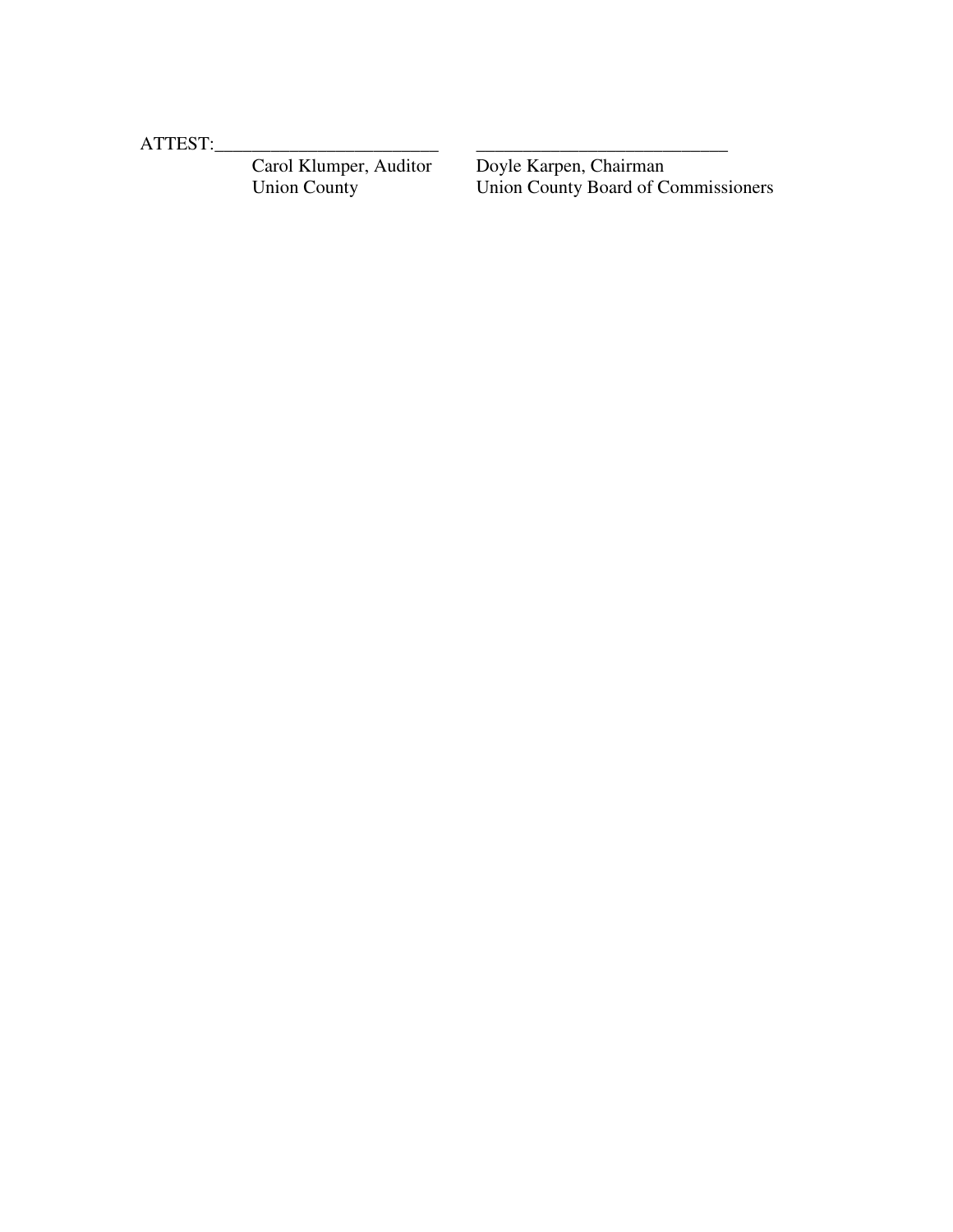ATTEST:_________________________ _____________________________

Carol Klumper, Auditor
Union County

Doyle Karpen, Chairman
Union County Board of Commissioners